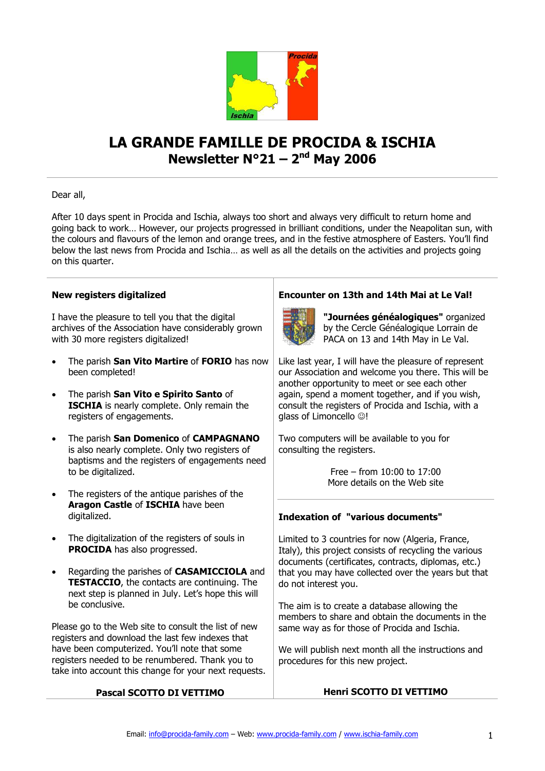# LA GRANDE FAMILLE DE PROCIDA & ISCHIA

## Newsletter N°21 – 2nd May 2006

Dear all,

After 10 days spent in Procida and Ischia, always too short and always very difficult to return home and going back to work… However, our projects progressed in brilliant conditions, under the Neapolitan sun, with the colours and flavours of the lemon and orange trees, and in the festive atmosphere of Easters. You'll find below the last news from Procida and Ischia… as well as all the details on the activities and projects going on this quarter.

### New registers digitalized

I have the pleasure to tell you that the digital archives of the Association have considerably grown with 30 more registers digitalized!

- The parish **San Vito Martire** of **FORIO** has now been completed!
- The parish **San Vito e Spirito Santo** of **ISCHIA** is nearly complete. Only remain the registers of engagements.
- The parish **San Domenico** of **CAMPAGNANO** is also nearly complete. Only two registers of baptisms and the registers of engagements need to be digitalized.
- The registers of the antique parishes of the **Aragon Castle** of **ISCHIA** have been digitalized.
- The digitalization of the registers of souls in **PROCIDA** has also progressed.
- Regarding the parishes of **CASAMICCIOLA** and **TESTACCIO**, the contacts are continuing. The next step is planned in July. Let's hope this will be conclusive.

Please go to the Web site to consult the list of new registers and download the last few indexes that have been computerized. You'll note that some registers needed to be renumbered. Thank you to take into account this change for your next requests.

**Pascal SCOTTO DI VETTIMO**

### Encounter on 13th and 14th Mai at Le Val!

**"Journées généalogiques"** organized by the Cercle Généalogique Lorrain de PACA on 13 and 14th May in Le Val.

Like last year, I will have the pleasure of represent our Association and welcome you there. This will be another opportunity to meet or see each other again, spend a moment together, and if you wish, consult the registers of Procida and Ischia, with a glass of Limoncello ☺!

Two computers will be available to you for consulting the registers.

Free – from 10:00 to 17:00
More details on the Web site

### Indexation of "various documents"

Limited to 3 countries for now (Algeria, France, Italy), this project consists of recycling the various documents (certificates, contracts, diplomas, etc.) that you may have collected over the years but that do not interest you.

The aim is to create a database allowing the members to share and obtain the documents in the same way as for those of Procida and Ischia.

We will publish next month all the instructions and procedures for this new project.

**Henri SCOTTO DI VETTIMO**

Email: info@procida-family.com – Web: www.procida-family.com / www.ischia-family.com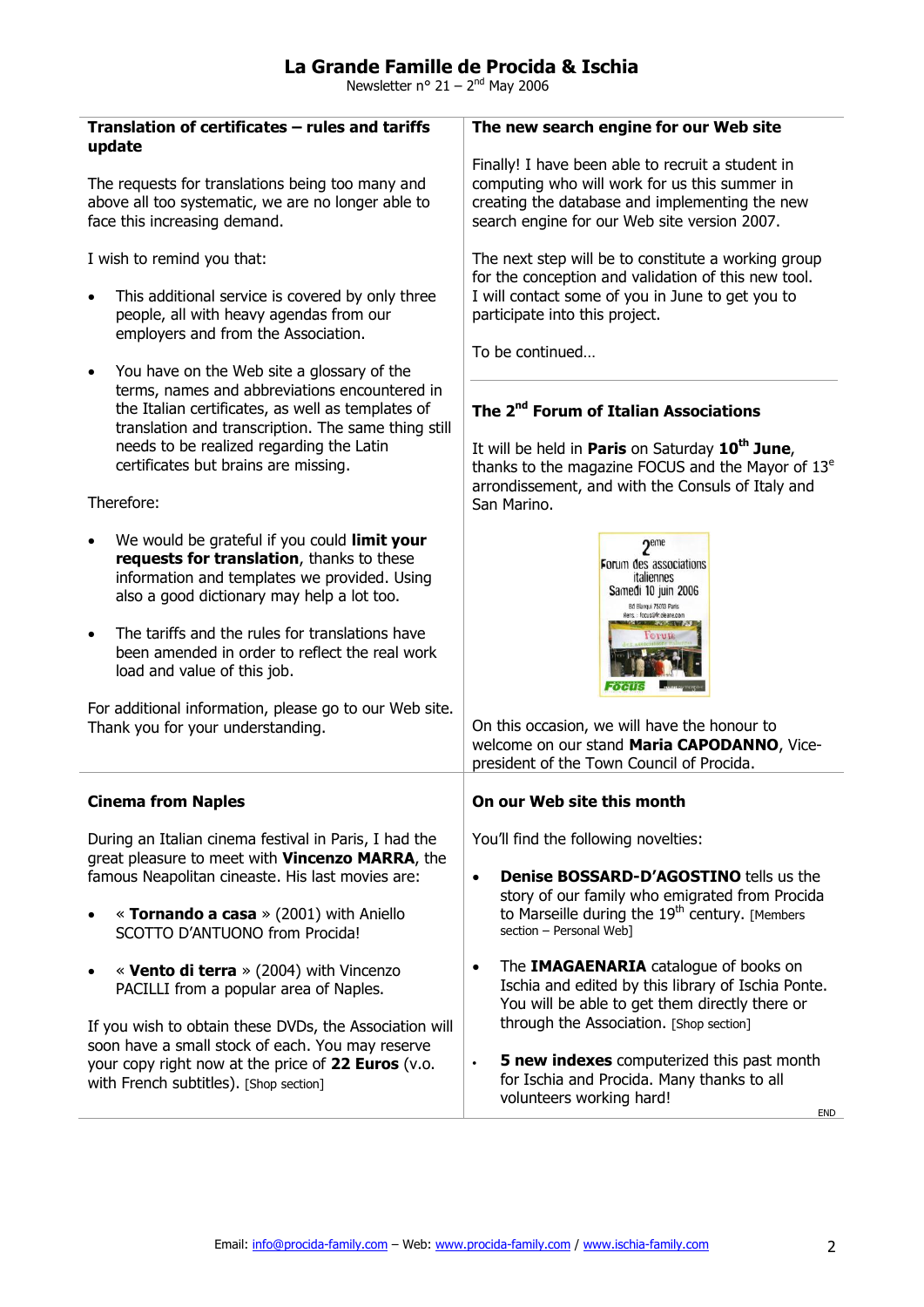# La Grande Famille de Procida & Ischia

Newsletter n° 21 – 2nd May 2006

## Translation of certificates – rules and tariffs update

The requests for translations being too many and above all too systematic, we are no longer able to face this increasing demand.

I wish to remind you that:

- This additional service is covered by only three people, all with heavy agendas from our employers and from the Association.
- You have on the Web site a glossary of the terms, names and abbreviations encountered in the Italian certificates, as well as templates of translation and transcription. The same thing still needs to be realized regarding the Latin certificates but brains are missing.

Therefore:

- We would be grateful if you could **limit your requests for translation**, thanks to these information and templates we provided. Using also a good dictionary may help a lot too.
- The tariffs and the rules for translations have been amended in order to reflect the real work load and value of this job.

For additional information, please go to our Web site.
Thank you for your understanding.

## The new search engine for our Web site

Finally! I have been able to recruit a student in computing who will work for us this summer in creating the database and implementing the new search engine for our Web site version 2007.

The next step will be to constitute a working group for the conception and validation of this new tool. I will contact some of you in June to get you to participate into this project.

To be continued…

## The 2nd Forum of Italian Associations

It will be held in **Paris** on Saturday **10th June**, thanks to the magazine FOCUS and the Mayor of 13e arrondissement, and with the Consuls of Italy and San Marino.

2ème Forum des associations italiennes
Samedi 10 juin 2006

On this occasion, we will have the honour to welcome on our stand **Maria CAPODANNO**, Vice-president of the Town Council of Procida.

## Cinema from Naples

During an Italian cinema festival in Paris, I had the great pleasure to meet with **Vincenzo MARRA**, the famous Neapolitan cineaste. His last movies are:

- « **Tornando a casa** » (2001) with Aniello SCOTTO D'ANTUONO from Procida!
- « **Vento di terra** » (2004) with Vincenzo PACILLI from a popular area of Naples.

If you wish to obtain these DVDs, the Association will soon have a small stock of each. You may reserve your copy right now at the price of **22 Euros** (v.o. with French subtitles). [Shop section]

## On our Web site this month

You'll find the following novelties:

- **Denise BOSSARD-D'AGOSTINO** tells us the story of our family who emigrated from Procida to Marseille during the 19th century. [Members section – Personal Web]
- The **IMAGAENARIA** catalogue of books on Ischia and edited by this library of Ischia Ponte. You will be able to get them directly there or through the Association. [Shop section]
- **5 new indexes** computerized this past month for Ischia and Procida. Many thanks to all volunteers working hard!

END

Email: info@procida-family.com – Web: www.procida-family.com / www.ischia-family.com